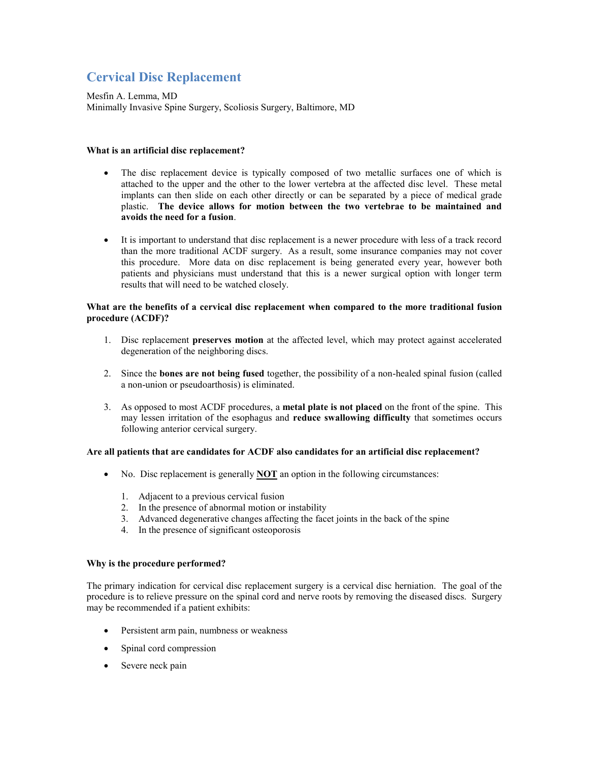# Cervical Disc Replacement

Mesfin A. Lemma, MD
Minimally Invasive Spine Surgery, Scoliosis Surgery, Baltimore, MD

**What is an artificial disc replacement?**

- The disc replacement device is typically composed of two metallic surfaces one of which is attached to the upper and the other to the lower vertebra at the affected disc level. These metal implants can then slide on each other directly or can be separated by a piece of medical grade plastic. **The device allows for motion between the two vertebrae to be maintained and avoids the need for a fusion**.

- It is important to understand that disc replacement is a newer procedure with less of a track record than the more traditional ACDF surgery. As a result, some insurance companies may not cover this procedure. More data on disc replacement is being generated every year, however both patients and physicians must understand that this is a newer surgical option with longer term results that will need to be watched closely.

**What are the benefits of a cervical disc replacement when compared to the more traditional fusion procedure (ACDF)?**

1. Disc replacement **preserves motion** at the affected level, which may protect against accelerated degeneration of the neighboring discs.

2. Since the **bones are not being fused** together, the possibility of a non-healed spinal fusion (called a non-union or pseudoarthosis) is eliminated.

3. As opposed to most ACDF procedures, a **metal plate is not placed** on the front of the spine. This may lessen irritation of the esophagus and **reduce swallowing difficulty** that sometimes occurs following anterior cervical surgery.

**Are all patients that are candidates for ACDF also candidates for an artificial disc replacement?**

- No. Disc replacement is generally **NOT** an option in the following circumstances:

    1. Adjacent to a previous cervical fusion
    2. In the presence of abnormal motion or instability
    3. Advanced degenerative changes affecting the facet joints in the back of the spine
    4. In the presence of significant osteoporosis

**Why is the procedure performed?**

The primary indication for cervical disc replacement surgery is a cervical disc herniation. The goal of the procedure is to relieve pressure on the spinal cord and nerve roots by removing the diseased discs. Surgery may be recommended if a patient exhibits:

- Persistent arm pain, numbness or weakness

- Spinal cord compression

- Severe neck pain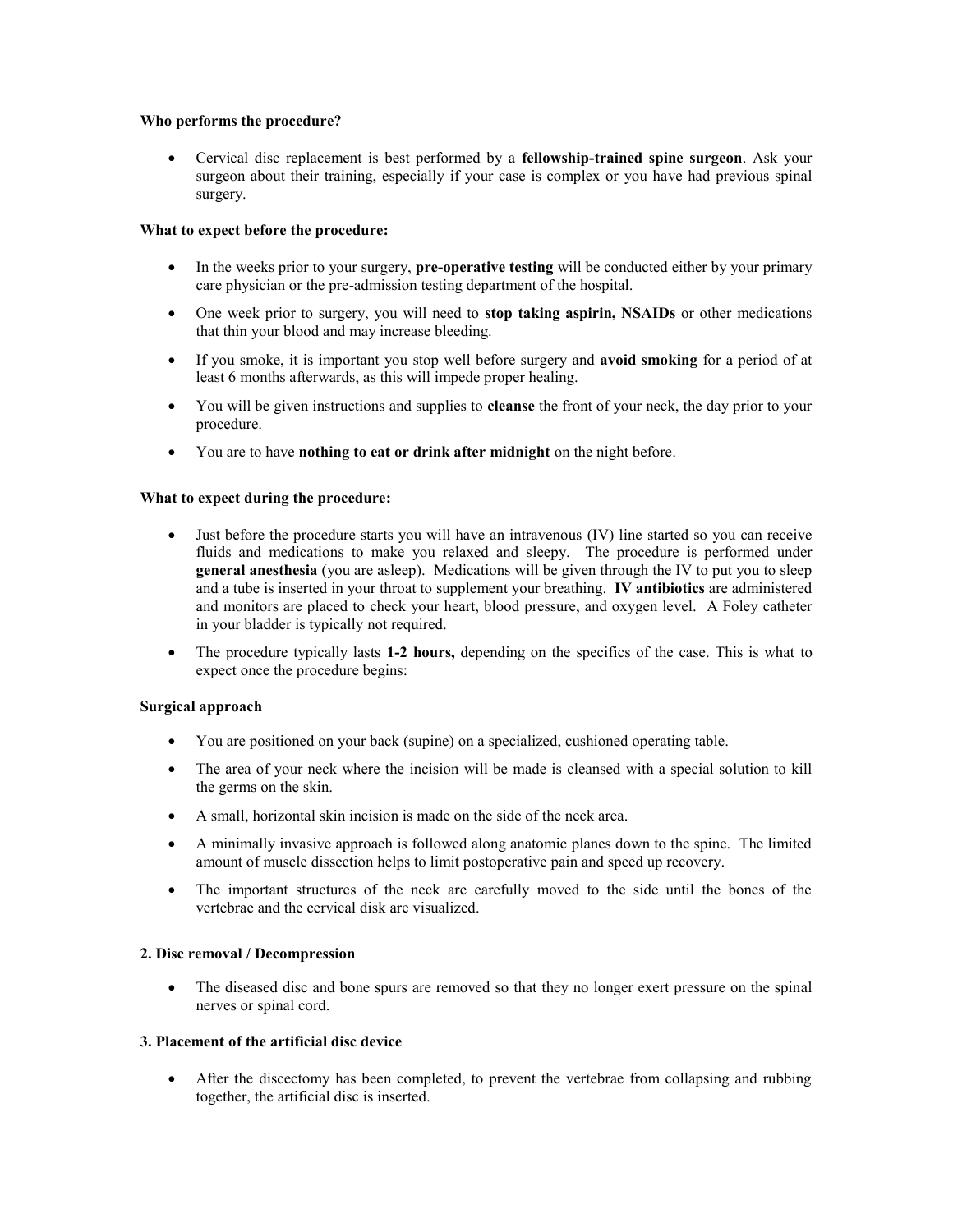**Who performs the procedure?**

- Cervical disc replacement is best performed by a **fellowship-trained spine surgeon**. Ask your surgeon about their training, especially if your case is complex or you have had previous spinal surgery.

**What to expect before the procedure:**

- In the weeks prior to your surgery, **pre-operative testing** will be conducted either by your primary care physician or the pre-admission testing department of the hospital.
- One week prior to surgery, you will need to **stop taking aspirin, NSAIDs** or other medications that thin your blood and may increase bleeding.
- If you smoke, it is important you stop well before surgery and **avoid smoking** for a period of at least 6 months afterwards, as this will impede proper healing.
- You will be given instructions and supplies to **cleanse** the front of your neck, the day prior to your procedure.
- You are to have **nothing to eat or drink after midnight** on the night before.

**What to expect during the procedure:**

- Just before the procedure starts you will have an intravenous (IV) line started so you can receive fluids and medications to make you relaxed and sleepy. The procedure is performed under **general anesthesia** (you are asleep). Medications will be given through the IV to put you to sleep and a tube is inserted in your throat to supplement your breathing. **IV antibiotics** are administered and monitors are placed to check your heart, blood pressure, and oxygen level. A Foley catheter in your bladder is typically not required.
- The procedure typically lasts **1-2 hours,** depending on the specifics of the case. This is what to expect once the procedure begins:

**Surgical approach**

- You are positioned on your back (supine) on a specialized, cushioned operating table.
- The area of your neck where the incision will be made is cleansed with a special solution to kill the germs on the skin.
- A small, horizontal skin incision is made on the side of the neck area.
- A minimally invasive approach is followed along anatomic planes down to the spine. The limited amount of muscle dissection helps to limit postoperative pain and speed up recovery.
- The important structures of the neck are carefully moved to the side until the bones of the vertebrae and the cervical disk are visualized.

**2. Disc removal / Decompression**

- The diseased disc and bone spurs are removed so that they no longer exert pressure on the spinal nerves or spinal cord.

**3. Placement of the artificial disc device**

- After the discectomy has been completed, to prevent the vertebrae from collapsing and rubbing together, the artificial disc is inserted.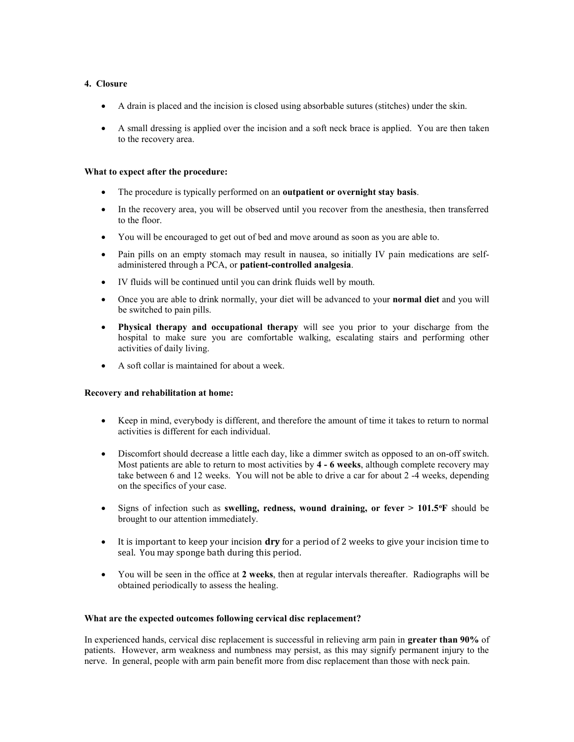**4. Closure**

- A drain is placed and the incision is closed using absorbable sutures (stitches) under the skin.
- A small dressing is applied over the incision and a soft neck brace is applied. You are then taken to the recovery area.

**What to expect after the procedure:**

- The procedure is typically performed on an **outpatient or overnight stay basis**.
- In the recovery area, you will be observed until you recover from the anesthesia, then transferred to the floor.
- You will be encouraged to get out of bed and move around as soon as you are able to.
- Pain pills on an empty stomach may result in nausea, so initially IV pain medications are self-administered through a PCA, or **patient-controlled analgesia**.
- IV fluids will be continued until you can drink fluids well by mouth.
- Once you are able to drink normally, your diet will be advanced to your **normal diet** and you will be switched to pain pills.
- **Physical therapy and occupational therapy** will see you prior to your discharge from the hospital to make sure you are comfortable walking, escalating stairs and performing other activities of daily living.
- A soft collar is maintained for about a week.

**Recovery and rehabilitation at home:**

- Keep in mind, everybody is different, and therefore the amount of time it takes to return to normal activities is different for each individual.
- Discomfort should decrease a little each day, like a dimmer switch as opposed to an on-off switch. Most patients are able to return to most activities by **4 - 6 weeks**, although complete recovery may take between 6 and 12 weeks. You will not be able to drive a car for about 2 -4 weeks, depending on the specifics of your case.
- Signs of infection such as **swelling, redness, wound draining, or fever > 101.5ºF** should be brought to our attention immediately.
- It is important to keep your incision **dry** for a period of 2 weeks to give your incision time to seal. You may sponge bath during this period.
- You will be seen in the office at **2 weeks**, then at regular intervals thereafter. Radiographs will be obtained periodically to assess the healing.

**What are the expected outcomes following cervical disc replacement?**

In experienced hands, cervical disc replacement is successful in relieving arm pain in **greater than 90%** of patients. However, arm weakness and numbness may persist, as this may signify permanent injury to the nerve. In general, people with arm pain benefit more from disc replacement than those with neck pain.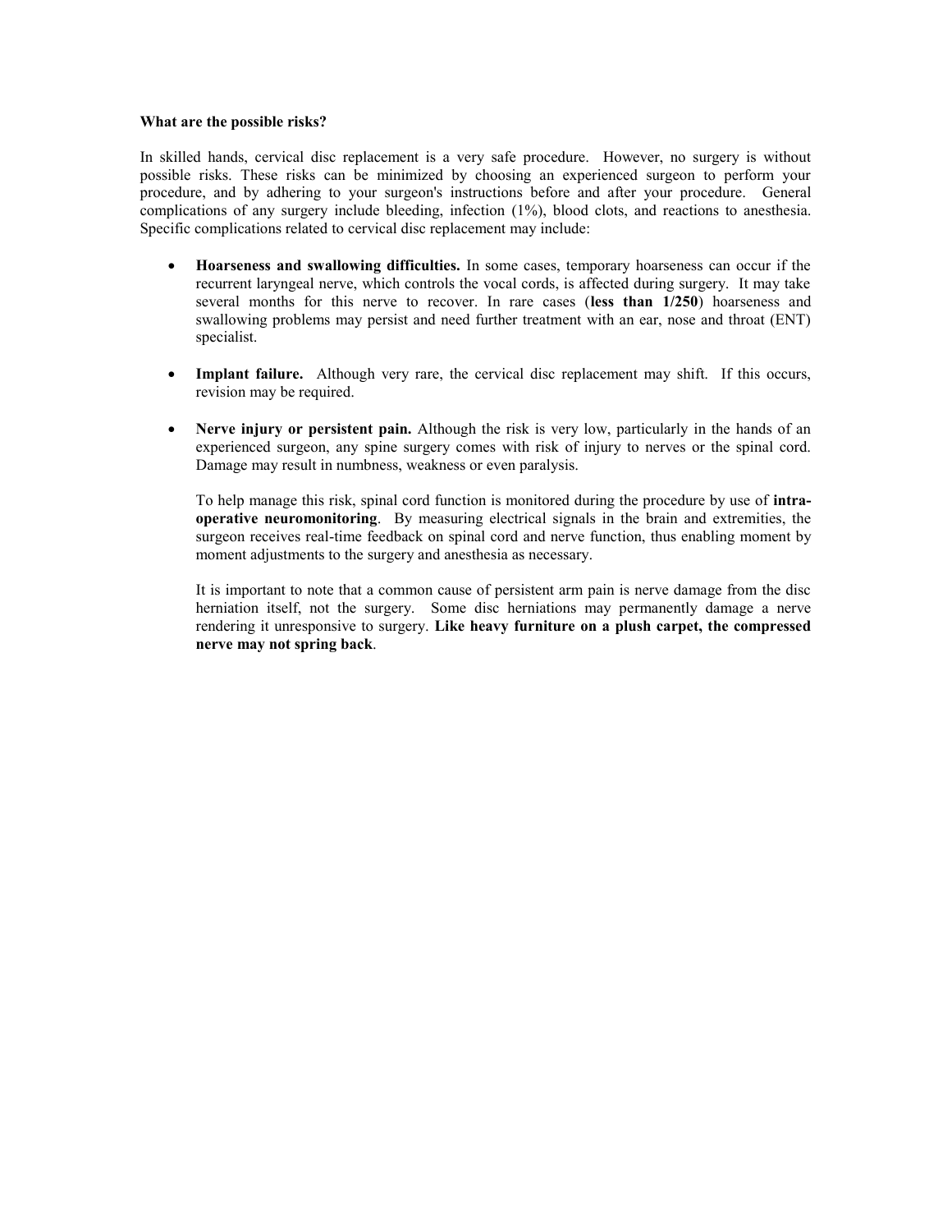**What are the possible risks?**

In skilled hands, cervical disc replacement is a very safe procedure. However, no surgery is without possible risks. These risks can be minimized by choosing an experienced surgeon to perform your procedure, and by adhering to your surgeon's instructions before and after your procedure. General complications of any surgery include bleeding, infection (1%), blood clots, and reactions to anesthesia. Specific complications related to cervical disc replacement may include:

- **Hoarseness and swallowing difficulties.** In some cases, temporary hoarseness can occur if the recurrent laryngeal nerve, which controls the vocal cords, is affected during surgery. It may take several months for this nerve to recover. In rare cases (**less than 1/250**) hoarseness and swallowing problems may persist and need further treatment with an ear, nose and throat (ENT) specialist.

- **Implant failure.** Although very rare, the cervical disc replacement may shift. If this occurs, revision may be required.

- **Nerve injury or persistent pain.** Although the risk is very low, particularly in the hands of an experienced surgeon, any spine surgery comes with risk of injury to nerves or the spinal cord. Damage may result in numbness, weakness or even paralysis.

  To help manage this risk, spinal cord function is monitored during the procedure by use of **intra-operative neuromonitoring**. By measuring electrical signals in the brain and extremities, the surgeon receives real-time feedback on spinal cord and nerve function, thus enabling moment by moment adjustments to the surgery and anesthesia as necessary.

  It is important to note that a common cause of persistent arm pain is nerve damage from the disc herniation itself, not the surgery. Some disc herniations may permanently damage a nerve rendering it unresponsive to surgery. **Like heavy furniture on a plush carpet, the compressed nerve may not spring back**.